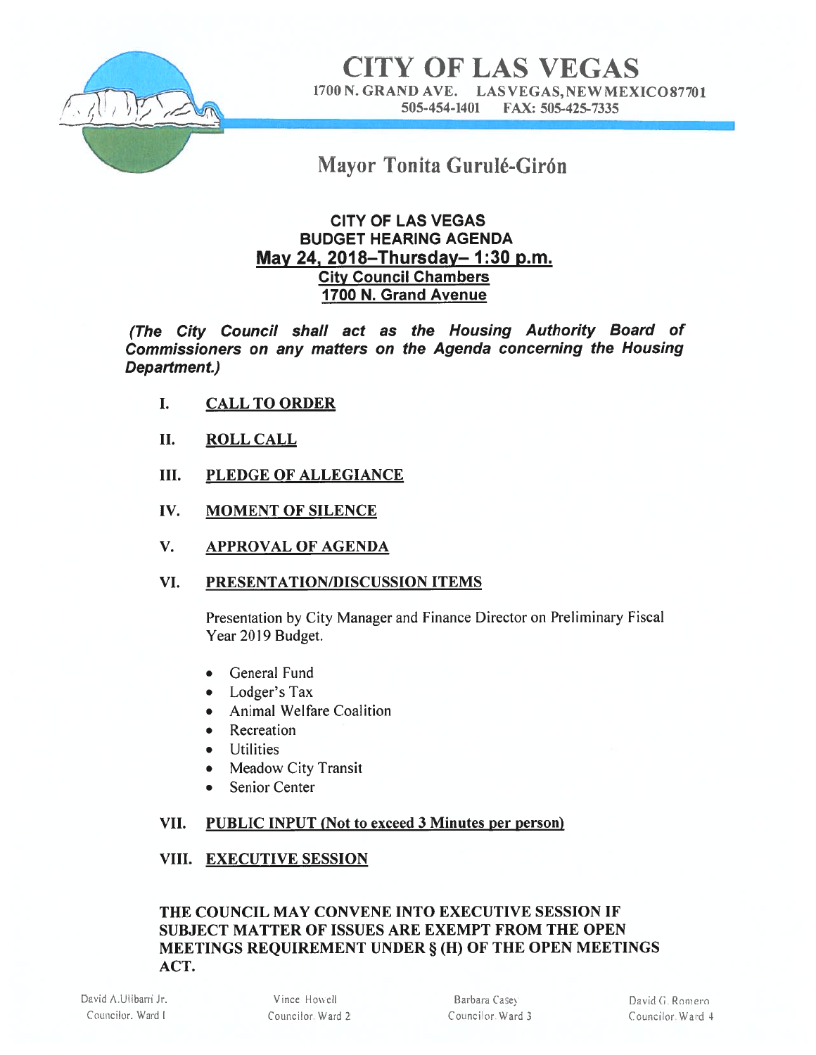# CITY OF LAS VEGAS

1700 N. GRAND AVE. LASVEGAS,NEWMEXICO87701
505-454-1401 FAX: 505-425-7335

## Mayor Tonita Gurulé-Girón

**CITY OF LAS VEGAS**
**BUDGET HEARING AGENDA**
**May 24, 2018–Thursday– 1:30 p.m.**
**City Council Chambers**
**1700 N. Grand Avenue**

***(The City Council shall act as the Housing Authority Board of Commissioners on any matters on the Agenda concerning the Housing Department.)***

I. **CALL TO ORDER**

II. **ROLL CALL**

III. **PLEDGE OF ALLEGIANCE**

IV. **MOMENT OF SILENCE**

V. **APPROVAL OF AGENDA**

VI. **PRESENTATION/DISCUSSION ITEMS**

Presentation by City Manager and Finance Director on Preliminary Fiscal Year 2019 Budget.

- General Fund
- Lodger's Tax
- Animal Welfare Coalition
- Recreation
- Utilities
- Meadow City Transit
- Senior Center

VII. **PUBLIC INPUT (Not to exceed 3 Minutes per person)**

VIII. **EXECUTIVE SESSION**

**THE COUNCIL MAY CONVENE INTO EXECUTIVE SESSION IF SUBJECT MATTER OF ISSUES ARE EXEMPT FROM THE OPEN MEETINGS REQUIREMENT UNDER § (H) OF THE OPEN MEETINGS ACT.**

| David A.Ulibarri Jr. | Vince Howell | Barbara Casey | David G. Romero |
|---|---|---|---|
| Councilor, Ward 1 | Councilor, Ward 2 | Councilor, Ward 3 | Councilor, Ward 4 |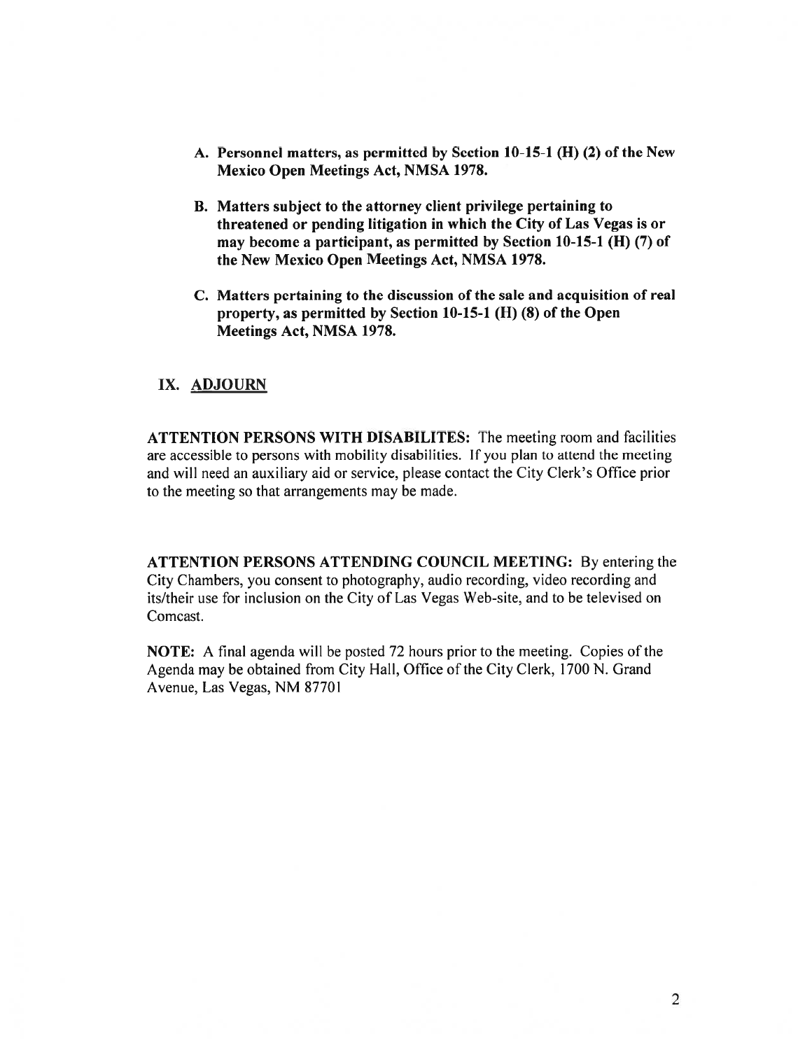A. **Personnel matters, as permitted by Section 10-15-1 (H) (2) of the New Mexico Open Meetings Act, NMSA 1978.**

B. **Matters subject to the attorney client privilege pertaining to threatened or pending litigation in which the City of Las Vegas is or may become a participant, as permitted by Section 10-15-1 (H) (7) of the New Mexico Open Meetings Act, NMSA 1978.**

C. **Matters pertaining to the discussion of the sale and acquisition of real property, as permitted by Section 10-15-1 (H) (8) of the Open Meetings Act, NMSA 1978.**

## IX. ADJOURN

**ATTENTION PERSONS WITH DISABILITES:** The meeting room and facilities are accessible to persons with mobility disabilities. If you plan to attend the meeting and will need an auxiliary aid or service, please contact the City Clerk's Office prior to the meeting so that arrangements may be made.

**ATTENTION PERSONS ATTENDING COUNCIL MEETING:** By entering the City Chambers, you consent to photography, audio recording, video recording and its/their use for inclusion on the City of Las Vegas Web-site, and to be televised on Comcast.

**NOTE:** A final agenda will be posted 72 hours prior to the meeting. Copies of the Agenda may be obtained from City Hall, Office of the City Clerk, 1700 N. Grand Avenue, Las Vegas, NM 87701